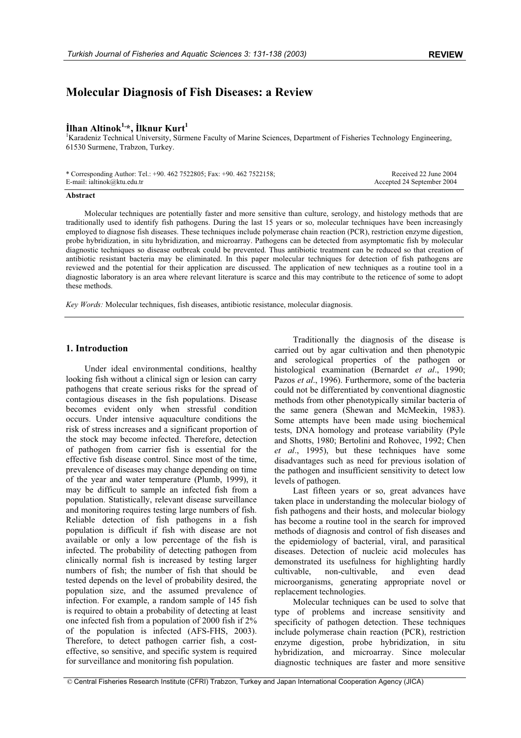# Molecular Diagnosis of Fish Diseases: a Review

**İlhan Altinok[1,*], İlknur Kurt[1]**

[1]Karadeniz Technical University, Sürmene Faculty of Marine Sciences, Department of Fisheries Technology Engineering, 61530 Surmene, Trabzon, Turkey.

\* Corresponding Author: Tel.: +90. 462 7522805; Fax: +90. 462 7522158; E-mail: ialtinok@ktu.edu.tr

Received 22 June 2004
Accepted 24 September 2004

**Abstract**

Molecular techniques are potentially faster and more sensitive than culture, serology, and histology methods that are traditionally used to identify fish pathogens. During the last 15 years or so, molecular techniques have been increasingly employed to diagnose fish diseases. These techniques include polymerase chain reaction (PCR), restriction enzyme digestion, probe hybridization, in situ hybridization, and microarray. Pathogens can be detected from asymptomatic fish by molecular diagnostic techniques so disease outbreak could be prevented. Thus antibiotic treatment can be reduced so that creation of antibiotic resistant bacteria may be eliminated. In this paper molecular techniques for detection of fish pathogens are reviewed and the potential for their application are discussed. The application of new techniques as a routine tool in a diagnostic laboratory is an area where relevant literature is scarce and this may contribute to the reticence of some to adopt these methods.

*Key Words:* Molecular techniques, fish diseases, antibiotic resistance, molecular diagnosis.

## 1. Introduction

Under ideal environmental conditions, healthy looking fish without a clinical sign or lesion can carry pathogens that create serious risks for the spread of contagious diseases in the fish populations. Disease becomes evident only when stressful condition occurs. Under intensive aquaculture conditions the risk of stress increases and a significant proportion of the stock may become infected. Therefore, detection of pathogen from carrier fish is essential for the effective fish disease control. Since most of the time, prevalence of diseases may change depending on time of the year and water temperature (Plumb, 1999), it may be difficult to sample an infected fish from a population. Statistically, relevant disease surveillance and monitoring requires testing large numbers of fish. Reliable detection of fish pathogens in a fish population is difficult if fish with disease are not available or only a low percentage of the fish is infected. The probability of detecting pathogen from clinically normal fish is increased by testing larger numbers of fish; the number of fish that should be tested depends on the level of probability desired, the population size, and the assumed prevalence of infection. For example, a random sample of 145 fish is required to obtain a probability of detecting at least one infected fish from a population of 2000 fish if 2% of the population is infected (AFS-FHS, 2003). Therefore, to detect pathogen carrier fish, a cost-effective, so sensitive, and specific system is required for surveillance and monitoring fish population.

Traditionally the diagnosis of the disease is carried out by agar cultivation and then phenotypic and serological properties of the pathogen or histological examination (Bernardet *et al*., 1990; Pazos *et al*., 1996). Furthermore, some of the bacteria could not be differentiated by conventional diagnostic methods from other phenotypically similar bacteria of the same genera (Shewan and McMeekin, 1983). Some attempts have been made using biochemical tests, DNA homology and protease variability (Pyle and Shotts, 1980; Bertolini and Rohovec, 1992; Chen *et al*., 1995), but these techniques have some disadvantages such as need for previous isolation of the pathogen and insufficient sensitivity to detect low levels of pathogen.

Last fifteen years or so, great advances have taken place in understanding the molecular biology of fish pathogens and their hosts, and molecular biology has become a routine tool in the search for improved methods of diagnosis and control of fish diseases and the epidemiology of bacterial, viral, and parasitical diseases. Detection of nucleic acid molecules has demonstrated its usefulness for highlighting hardly cultivable, non-cultivable, and even dead microorganisms, generating appropriate novel or replacement technologies.

Molecular techniques can be used to solve that type of problems and increase sensitivity and specificity of pathogen detection. These techniques include polymerase chain reaction (PCR), restriction enzyme digestion, probe hybridization, in situ hybridization, and microarray. Since molecular diagnostic techniques are faster and more sensitive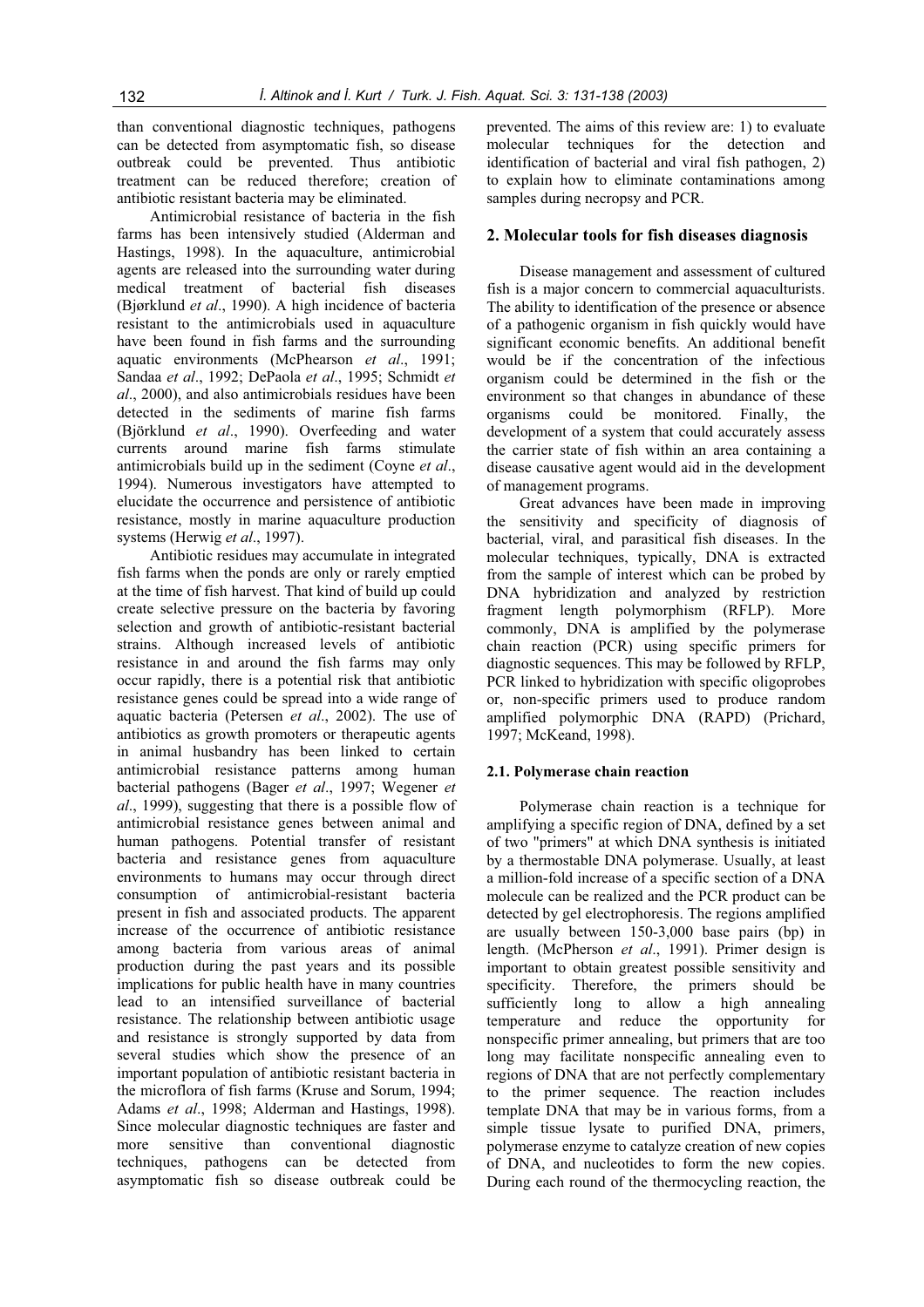than conventional diagnostic techniques, pathogens can be detected from asymptomatic fish, so disease outbreak could be prevented. Thus antibiotic treatment can be reduced therefore; creation of antibiotic resistant bacteria may be eliminated.

Antimicrobial resistance of bacteria in the fish farms has been intensively studied (Alderman and Hastings, 1998). In the aquaculture, antimicrobial agents are released into the surrounding water during medical treatment of bacterial fish diseases (Bjørklund *et al*., 1990). A high incidence of bacteria resistant to the antimicrobials used in aquaculture have been found in fish farms and the surrounding aquatic environments (McPhearson *et al*., 1991; Sandaa *et al*., 1992; DePaola *et al*., 1995; Schmidt *et al*., 2000), and also antimicrobials residues have been detected in the sediments of marine fish farms (Björklund *et al*., 1990). Overfeeding and water currents around marine fish farms stimulate antimicrobials build up in the sediment (Coyne *et al*., 1994). Numerous investigators have attempted to elucidate the occurrence and persistence of antibiotic resistance, mostly in marine aquaculture production systems (Herwig *et al*., 1997).

Antibiotic residues may accumulate in integrated fish farms when the ponds are only or rarely emptied at the time of fish harvest. That kind of build up could create selective pressure on the bacteria by favoring selection and growth of antibiotic-resistant bacterial strains. Although increased levels of antibiotic resistance in and around the fish farms may only occur rapidly, there is a potential risk that antibiotic resistance genes could be spread into a wide range of aquatic bacteria (Petersen *et al*., 2002). The use of antibiotics as growth promoters or therapeutic agents in animal husbandry has been linked to certain antimicrobial resistance patterns among human bacterial pathogens (Bager *et al*., 1997; Wegener *et al*., 1999), suggesting that there is a possible flow of antimicrobial resistance genes between animal and human pathogens. Potential transfer of resistant bacteria and resistance genes from aquaculture environments to humans may occur through direct consumption of antimicrobial-resistant bacteria present in fish and associated products. The apparent increase of the occurrence of antibiotic resistance among bacteria from various areas of animal production during the past years and its possible implications for public health have in many countries lead to an intensified surveillance of bacterial resistance. The relationship between antibiotic usage and resistance is strongly supported by data from several studies which show the presence of an important population of antibiotic resistant bacteria in the microflora of fish farms (Kruse and Sorum, 1994; Adams *et al*., 1998; Alderman and Hastings, 1998). Since molecular diagnostic techniques are faster and more sensitive than conventional diagnostic techniques, pathogens can be detected from asymptomatic fish so disease outbreak could be prevented. The aims of this review are: 1) to evaluate molecular techniques for the detection and identification of bacterial and viral fish pathogen, 2) to explain how to eliminate contaminations among samples during necropsy and PCR.

## 2. Molecular tools for fish diseases diagnosis

Disease management and assessment of cultured fish is a major concern to commercial aquaculturists. The ability to identification of the presence or absence of a pathogenic organism in fish quickly would have significant economic benefits. An additional benefit would be if the concentration of the infectious organism could be determined in the fish or the environment so that changes in abundance of these organisms could be monitored. Finally, the development of a system that could accurately assess the carrier state of fish within an area containing a disease causative agent would aid in the development of management programs.

Great advances have been made in improving the sensitivity and specificity of diagnosis of bacterial, viral, and parasitical fish diseases. In the molecular techniques, typically, DNA is extracted from the sample of interest which can be probed by DNA hybridization and analyzed by restriction fragment length polymorphism (RFLP). More commonly, DNA is amplified by the polymerase chain reaction (PCR) using specific primers for diagnostic sequences. This may be followed by RFLP, PCR linked to hybridization with specific oligoprobes or, non-specific primers used to produce random amplified polymorphic DNA (RAPD) (Prichard, 1997; McKeand, 1998).

### 2.1. Polymerase chain reaction

Polymerase chain reaction is a technique for amplifying a specific region of DNA, defined by a set of two "primers" at which DNA synthesis is initiated by a thermostable DNA polymerase. Usually, at least a million-fold increase of a specific section of a DNA molecule can be realized and the PCR product can be detected by gel electrophoresis. The regions amplified are usually between 150-3,000 base pairs (bp) in length. (McPherson *et al*., 1991). Primer design is important to obtain greatest possible sensitivity and specificity. Therefore, the primers should be sufficiently long to allow a high annealing temperature and reduce the opportunity for nonspecific primer annealing, but primers that are too long may facilitate nonspecific annealing even to regions of DNA that are not perfectly complementary to the primer sequence. The reaction includes template DNA that may be in various forms, from a simple tissue lysate to purified DNA, primers, polymerase enzyme to catalyze creation of new copies of DNA, and nucleotides to form the new copies. During each round of the thermocycling reaction, the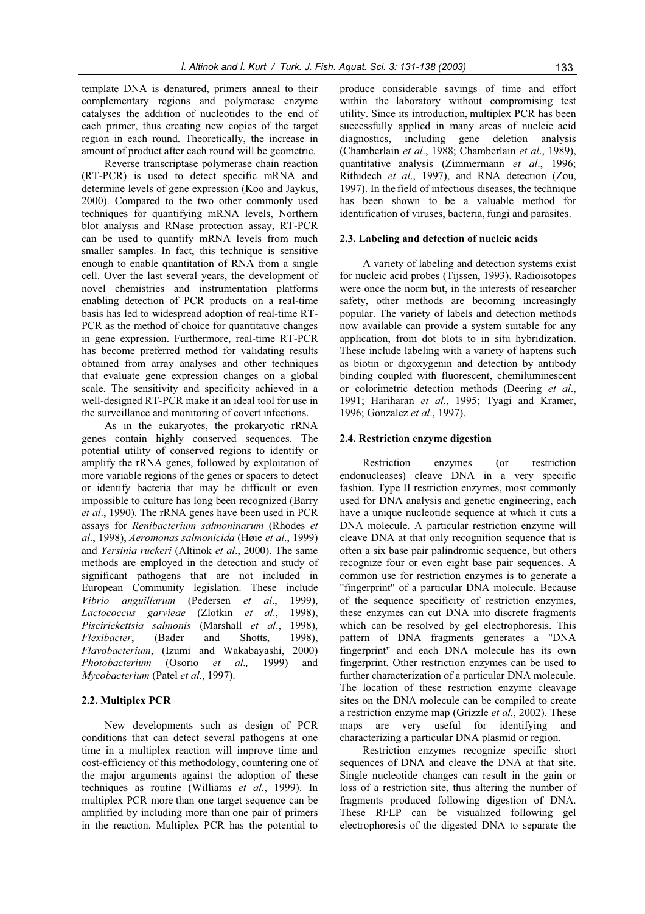template DNA is denatured, primers anneal to their complementary regions and polymerase enzyme catalyses the addition of nucleotides to the end of each primer, thus creating new copies of the target region in each round. Theoretically, the increase in amount of product after each round will be geometric.

Reverse transcriptase polymerase chain reaction (RT-PCR) is used to detect specific mRNA and determine levels of gene expression (Koo and Jaykus, 2000). Compared to the two other commonly used techniques for quantifying mRNA levels, Northern blot analysis and RNase protection assay, RT-PCR can be used to quantify mRNA levels from much smaller samples. In fact, this technique is sensitive enough to enable quantitation of RNA from a single cell. Over the last several years, the development of novel chemistries and instrumentation platforms enabling detection of PCR products on a real-time basis has led to widespread adoption of real-time RT-PCR as the method of choice for quantitative changes in gene expression. Furthermore, real-time RT-PCR has become preferred method for validating results obtained from array analyses and other techniques that evaluate gene expression changes on a global scale. The sensitivity and specificity achieved in a well-designed RT-PCR make it an ideal tool for use in the surveillance and monitoring of covert infections.

As in the eukaryotes, the prokaryotic rRNA genes contain highly conserved sequences. The potential utility of conserved regions to identify or amplify the rRNA genes, followed by exploitation of more variable regions of the genes or spacers to detect or identify bacteria that may be difficult or even impossible to culture has long been recognized (Barry *et al*., 1990). The rRNA genes have been used in PCR assays for *Renibacterium salmoninarum* (Rhodes *et al*., 1998), *Aeromonas salmonicida* (Høie *et al*., 1999) and *Yersinia ruckeri* (Altinok *et al*., 2000). The same methods are employed in the detection and study of significant pathogens that are not included in European Community legislation. These include *Vibrio anguillarum* (Pedersen *et al*., 1999), *Lactococcus garvieae* (Zlotkin *et al*., 1998), *Piscirickettsia salmonis* (Marshall *et al*., 1998), *Flexibacter*, (Bader and Shotts, 1998), *Flavobacterium*, (Izumi and Wakabayashi, 2000) *Photobacterium* (Osorio *et al.,* 1999) and *Mycobacterium* (Patel *et al*., 1997).

### 2.2. Multiplex PCR

New developments such as design of PCR conditions that can detect several pathogens at one time in a multiplex reaction will improve time and cost-efficiency of this methodology, countering one of the major arguments against the adoption of these techniques as routine (Williams *et al*., 1999). In multiplex PCR more than one target sequence can be amplified by including more than one pair of primers in the reaction. Multiplex PCR has the potential to produce considerable savings of time and effort within the laboratory without compromising test utility. Since its introduction, multiplex PCR has been successfully applied in many areas of nucleic acid diagnostics, including gene deletion analysis (Chamberlain *et al*., 1988; Chamberlain *et al*., 1989), quantitative analysis (Zimmermann *et al*., 1996; Rithidech *et al*., 1997), and RNA detection (Zou, 1997). In the field of infectious diseases, the technique has been shown to be a valuable method for identification of viruses, bacteria, fungi and parasites.

### 2.3. Labeling and detection of nucleic acids

A variety of labeling and detection systems exist for nucleic acid probes (Tijssen, 1993). Radioisotopes were once the norm but, in the interests of researcher safety, other methods are becoming increasingly popular. The variety of labels and detection methods now available can provide a system suitable for any application, from dot blots to in situ hybridization. These include labeling with a variety of haptens such as biotin or digoxygenin and detection by antibody binding coupled with fluorescent, chemiluminescent or colorimetric detection methods (Deering *et al*., 1991; Hariharan *et al*., 1995; Tyagi and Kramer, 1996; Gonzalez *et al*., 1997).

### 2.4. Restriction enzyme digestion

Restriction enzymes (or restriction endonucleases) cleave DNA in a very specific fashion. Type II restriction enzymes, most commonly used for DNA analysis and genetic engineering, each have a unique nucleotide sequence at which it cuts a DNA molecule. A particular restriction enzyme will cleave DNA at that only recognition sequence that is often a six base pair palindromic sequence, but others recognize four or even eight base pair sequences. A common use for restriction enzymes is to generate a "fingerprint" of a particular DNA molecule. Because of the sequence specificity of restriction enzymes, these enzymes can cut DNA into discrete fragments which can be resolved by gel electrophoresis. This pattern of DNA fragments generates a "DNA fingerprint" and each DNA molecule has its own fingerprint. Other restriction enzymes can be used to further characterization of a particular DNA molecule. The location of these restriction enzyme cleavage sites on the DNA molecule can be compiled to create a restriction enzyme map (Grizzle *et al.*, 2002). These maps are very useful for identifying and characterizing a particular DNA plasmid or region.

Restriction enzymes recognize specific short sequences of DNA and cleave the DNA at that site. Single nucleotide changes can result in the gain or loss of a restriction site, thus altering the number of fragments produced following digestion of DNA. These RFLP can be visualized following gel electrophoresis of the digested DNA to separate the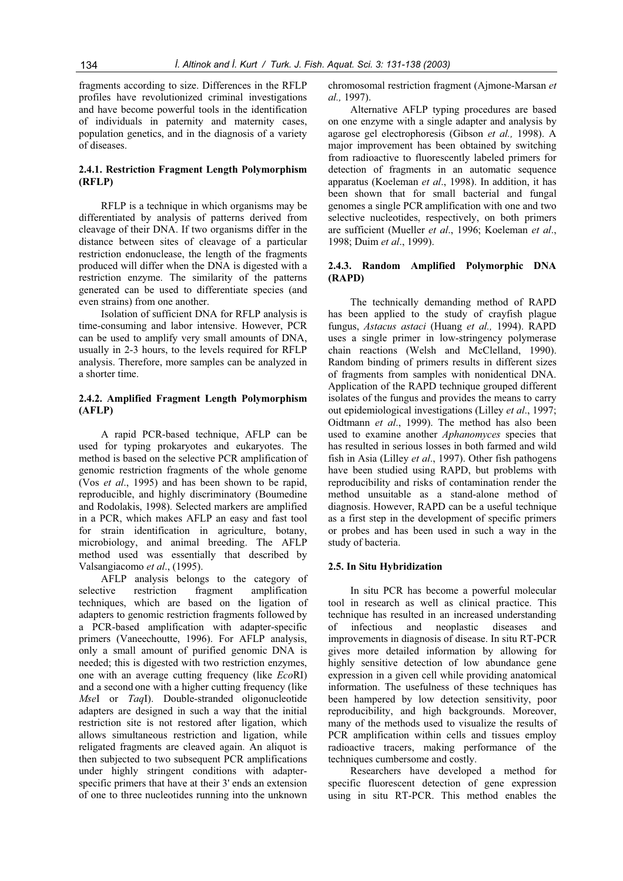fragments according to size. Differences in the RFLP profiles have revolutionized criminal investigations and have become powerful tools in the identification of individuals in paternity and maternity cases, population genetics, and in the diagnosis of a variety of diseases.

### 2.4.1. Restriction Fragment Length Polymorphism (RFLP)

RFLP is a technique in which organisms may be differentiated by analysis of patterns derived from cleavage of their DNA. If two organisms differ in the distance between sites of cleavage of a particular restriction endonuclease, the length of the fragments produced will differ when the DNA is digested with a restriction enzyme. The similarity of the patterns generated can be used to differentiate species (and even strains) from one another.

Isolation of sufficient DNA for RFLP analysis is time-consuming and labor intensive. However, PCR can be used to amplify very small amounts of DNA, usually in 2-3 hours, to the levels required for RFLP analysis. Therefore, more samples can be analyzed in a shorter time.

### 2.4.2. Amplified Fragment Length Polymorphism (AFLP)

A rapid PCR-based technique, AFLP can be used for typing prokaryotes and eukaryotes. The method is based on the selective PCR amplification of genomic restriction fragments of the whole genome (Vos *et al*., 1995) and has been shown to be rapid, reproducible, and highly discriminatory (Boumedine and Rodolakis, 1998). Selected markers are amplified in a PCR, which makes AFLP an easy and fast tool for strain identification in agriculture, botany, microbiology, and animal breeding. The AFLP method used was essentially that described by Valsangiacomo *et al*., (1995).

AFLP analysis belongs to the category of selective restriction fragment amplification techniques, which are based on the ligation of adapters to genomic restriction fragments followed by a PCR-based amplification with adapter-specific primers (Vaneechoutte, 1996). For AFLP analysis, only a small amount of purified genomic DNA is needed; this is digested with two restriction enzymes, one with an average cutting frequency (like *Eco*RI) and a second one with a higher cutting frequency (like *Mse*I or *Taq*I). Double-stranded oligonucleotide adapters are designed in such a way that the initial restriction site is not restored after ligation, which allows simultaneous restriction and ligation, while religated fragments are cleaved again. An aliquot is then subjected to two subsequent PCR amplifications under highly stringent conditions with adapter-specific primers that have at their 3' ends an extension of one to three nucleotides running into the unknown chromosomal restriction fragment (Ajmone-Marsan *et al.,* 1997).

Alternative AFLP typing procedures are based on one enzyme with a single adapter and analysis by agarose gel electrophoresis (Gibson *et al.,* 1998). A major improvement has been obtained by switching from radioactive to fluorescently labeled primers for detection of fragments in an automatic sequence apparatus (Koeleman *et al*., 1998). In addition, it has been shown that for small bacterial and fungal genomes a single PCR amplification with one and two selective nucleotides, respectively, on both primers are sufficient (Mueller *et al*., 1996; Koeleman *et al*., 1998; Duim *et al*., 1999).

### 2.4.3. Random Amplified Polymorphic DNA (RAPD)

The technically demanding method of RAPD has been applied to the study of crayfish plague fungus, *Astacus astaci* (Huang *et al.,* 1994). RAPD uses a single primer in low-stringency polymerase chain reactions (Welsh and McClelland, 1990). Random binding of primers results in different sizes of fragments from samples with nonidentical DNA. Application of the RAPD technique grouped different isolates of the fungus and provides the means to carry out epidemiological investigations (Lilley *et al*., 1997; Oidtmann *et al*., 1999). The method has also been used to examine another *Aphanomyces* species that has resulted in serious losses in both farmed and wild fish in Asia (Lilley *et al*., 1997). Other fish pathogens have been studied using RAPD, but problems with reproducibility and risks of contamination render the method unsuitable as a stand-alone method of diagnosis. However, RAPD can be a useful technique as a first step in the development of specific primers or probes and has been used in such a way in the study of bacteria.

## 2.5. In Situ Hybridization

In situ PCR has become a powerful molecular tool in research as well as clinical practice. This technique has resulted in an increased understanding of infectious and neoplastic diseases and improvements in diagnosis of disease. In situ RT-PCR gives more detailed information by allowing for highly sensitive detection of low abundance gene expression in a given cell while providing anatomical information. The usefulness of these techniques has been hampered by low detection sensitivity, poor reproducibility, and high backgrounds. Moreover, many of the methods used to visualize the results of PCR amplification within cells and tissues employ radioactive tracers, making performance of the techniques cumbersome and costly.

Researchers have developed a method for specific fluorescent detection of gene expression using in situ RT-PCR. This method enables the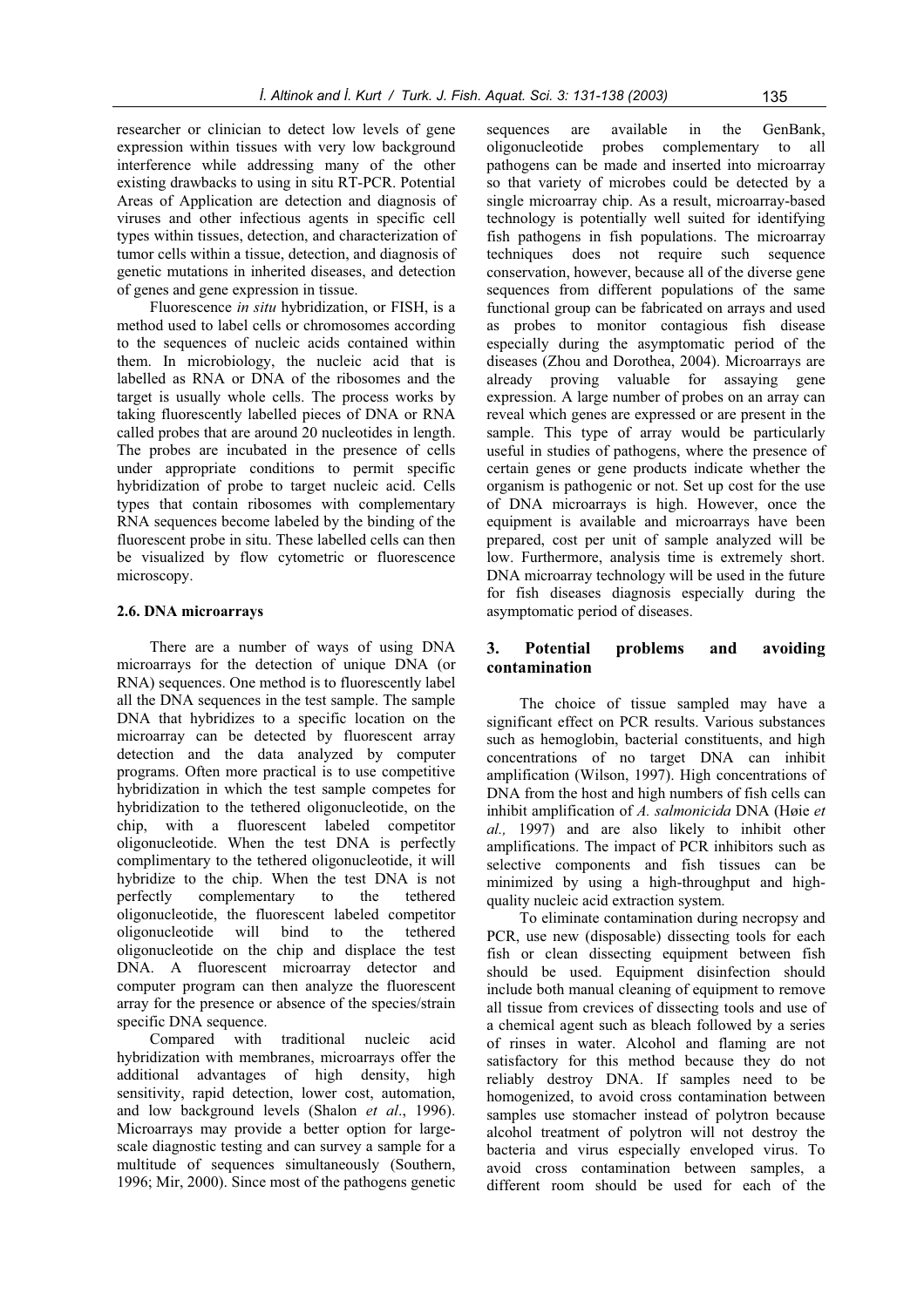researcher or clinician to detect low levels of gene expression within tissues with very low background interference while addressing many of the other existing drawbacks to using in situ RT-PCR. Potential Areas of Application are detection and diagnosis of viruses and other infectious agents in specific cell types within tissues, detection, and characterization of tumor cells within a tissue, detection, and diagnosis of genetic mutations in inherited diseases, and detection of genes and gene expression in tissue.

Fluorescence *in situ* hybridization, or FISH, is a method used to label cells or chromosomes according to the sequences of nucleic acids contained within them. In microbiology, the nucleic acid that is labelled as RNA or DNA of the ribosomes and the target is usually whole cells. The process works by taking fluorescently labelled pieces of DNA or RNA called probes that are around 20 nucleotides in length. The probes are incubated in the presence of cells under appropriate conditions to permit specific hybridization of probe to target nucleic acid. Cells types that contain ribosomes with complementary RNA sequences become labeled by the binding of the fluorescent probe in situ. These labelled cells can then be visualized by flow cytometric or fluorescence microscopy.

### 2.6. DNA microarrays

There are a number of ways of using DNA microarrays for the detection of unique DNA (or RNA) sequences. One method is to fluorescently label all the DNA sequences in the test sample. The sample DNA that hybridizes to a specific location on the microarray can be detected by fluorescent array detection and the data analyzed by computer programs. Often more practical is to use competitive hybridization in which the test sample competes for hybridization to the tethered oligonucleotide, on the chip, with a fluorescent labeled competitor oligonucleotide. When the test DNA is perfectly complimentary to the tethered oligonucleotide, it will hybridize to the chip. When the test DNA is not perfectly complementary to the tethered oligonucleotide, the fluorescent labeled competitor oligonucleotide will bind to the tethered oligonucleotide on the chip and displace the test DNA. A fluorescent microarray detector and computer program can then analyze the fluorescent array for the presence or absence of the species/strain specific DNA sequence.

Compared with traditional nucleic acid hybridization with membranes, microarrays offer the additional advantages of high density, high sensitivity, rapid detection, lower cost, automation, and low background levels (Shalon *et al*., 1996). Microarrays may provide a better option for large-scale diagnostic testing and can survey a sample for a multitude of sequences simultaneously (Southern, 1996; Mir, 2000). Since most of the pathogens genetic sequences are available in the GenBank, oligonucleotide probes complementary to all pathogens can be made and inserted into microarray so that variety of microbes could be detected by a single microarray chip. As a result, microarray-based technology is potentially well suited for identifying fish pathogens in fish populations. The microarray techniques does not require such sequence conservation, however, because all of the diverse gene sequences from different populations of the same functional group can be fabricated on arrays and used as probes to monitor contagious fish disease especially during the asymptomatic period of the diseases (Zhou and Dorothea, 2004). Microarrays are already proving valuable for assaying gene expression. A large number of probes on an array can reveal which genes are expressed or are present in the sample. This type of array would be particularly useful in studies of pathogens, where the presence of certain genes or gene products indicate whether the organism is pathogenic or not. Set up cost for the use of DNA microarrays is high. However, once the equipment is available and microarrays have been prepared, cost per unit of sample analyzed will be low. Furthermore, analysis time is extremely short. DNA microarray technology will be used in the future for fish diseases diagnosis especially during the asymptomatic period of diseases.

## 3. Potential problems and avoiding contamination

The choice of tissue sampled may have a significant effect on PCR results. Various substances such as hemoglobin, bacterial constituents, and high concentrations of no target DNA can inhibit amplification (Wilson, 1997). High concentrations of DNA from the host and high numbers of fish cells can inhibit amplification of *A. salmonicida* DNA (Høie *et al.,* 1997) and are also likely to inhibit other amplifications. The impact of PCR inhibitors such as selective components and fish tissues can be minimized by using a high-throughput and high-quality nucleic acid extraction system.

To eliminate contamination during necropsy and PCR, use new (disposable) dissecting tools for each fish or clean dissecting equipment between fish should be used. Equipment disinfection should include both manual cleaning of equipment to remove all tissue from crevices of dissecting tools and use of a chemical agent such as bleach followed by a series of rinses in water. Alcohol and flaming are not satisfactory for this method because they do not reliably destroy DNA. If samples need to be homogenized, to avoid cross contamination between samples use stomacher instead of polytron because alcohol treatment of polytron will not destroy the bacteria and virus especially enveloped virus. To avoid cross contamination between samples, a different room should be used for each of the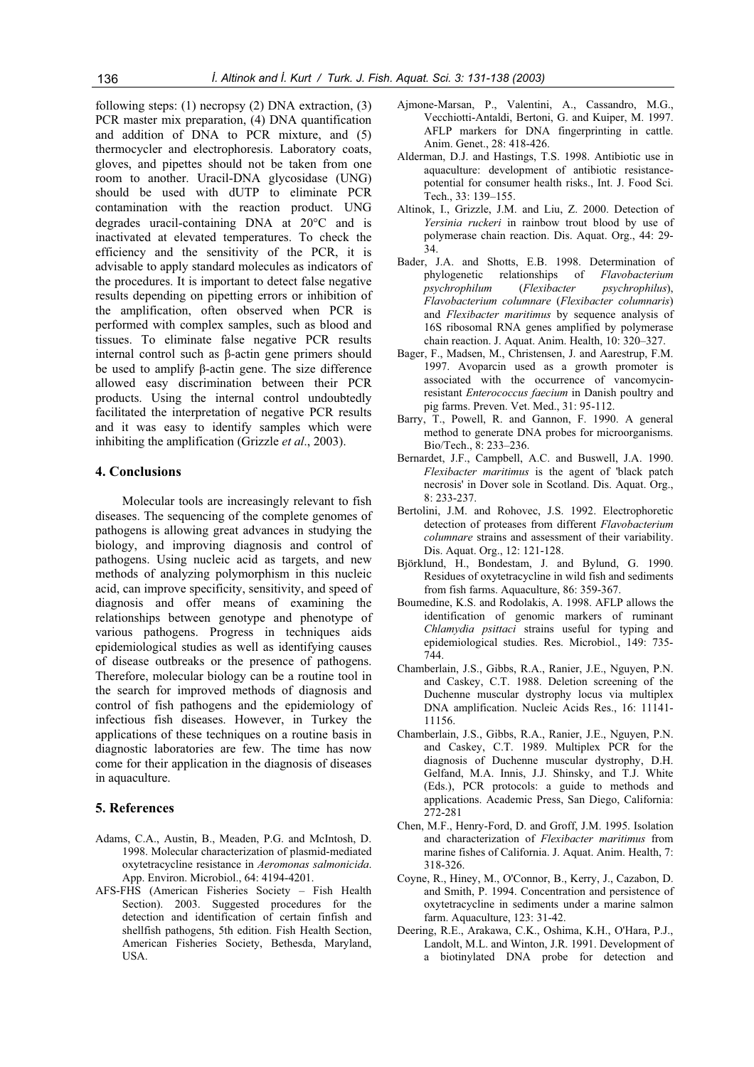following steps: (1) necropsy (2) DNA extraction, (3) PCR master mix preparation, (4) DNA quantification and addition of DNA to PCR mixture, and (5) thermocycler and electrophoresis. Laboratory coats, gloves, and pipettes should not be taken from one room to another. Uracil-DNA glycosidase (UNG) should be used with dUTP to eliminate PCR contamination with the reaction product. UNG degrades uracil-containing DNA at 20°C and is inactivated at elevated temperatures. To check the efficiency and the sensitivity of the PCR, it is advisable to apply standard molecules as indicators of the procedures. It is important to detect false negative results depending on pipetting errors or inhibition of the amplification, often observed when PCR is performed with complex samples, such as blood and tissues. To eliminate false negative PCR results internal control such as β-actin gene primers should be used to amplify β-actin gene. The size difference allowed easy discrimination between their PCR products. Using the internal control undoubtedly facilitated the interpretation of negative PCR results and it was easy to identify samples which were inhibiting the amplification (Grizzle *et al*., 2003).

## 4. Conclusions

Molecular tools are increasingly relevant to fish diseases. The sequencing of the complete genomes of pathogens is allowing great advances in studying the biology, and improving diagnosis and control of pathogens. Using nucleic acid as targets, and new methods of analyzing polymorphism in this nucleic acid, can improve specificity, sensitivity, and speed of diagnosis and offer means of examining the relationships between genotype and phenotype of various pathogens. Progress in techniques aids epidemiological studies as well as identifying causes of disease outbreaks or the presence of pathogens. Therefore, molecular biology can be a routine tool in the search for improved methods of diagnosis and control of fish pathogens and the epidemiology of infectious fish diseases. However, in Turkey the applications of these techniques on a routine basis in diagnostic laboratories are few. The time has now come for their application in the diagnosis of diseases in aquaculture.

## 5. References

Adams, C.A., Austin, B., Meaden, P.G. and McIntosh, D. 1998. Molecular characterization of plasmid-mediated oxytetracycline resistance in *Aeromonas salmonicida*. App. Environ. Microbiol., 64: 4194-4201.

AFS-FHS (American Fisheries Society – Fish Health Section). 2003. Suggested procedures for the detection and identification of certain finfish and shellfish pathogens, 5th edition. Fish Health Section, American Fisheries Society, Bethesda, Maryland, USA.

Ajmone-Marsan, P., Valentini, A., Cassandro, M.G., Vecchiotti-Antaldi, Bertoni, G. and Kuiper, M. 1997. AFLP markers for DNA fingerprinting in cattle. Anim. Genet., 28: 418-426.

Alderman, D.J. and Hastings, T.S. 1998. Antibiotic use in aquaculture: development of antibiotic resistance-potential for consumer health risks., Int. J. Food Sci. Tech., 33: 139–155.

Altinok, I., Grizzle, J.M. and Liu, Z. 2000. Detection of *Yersinia ruckeri* in rainbow trout blood by use of polymerase chain reaction. Dis. Aquat. Org., 44: 29-34.

Bader, J.A. and Shotts, E.B. 1998. Determination of phylogenetic relationships of *Flavobacterium psychrophilum* (*Flexibacter psychrophilus*), *Flavobacterium columnare* (*Flexibacter columnaris*) and *Flexibacter maritimus* by sequence analysis of 16S ribosomal RNA genes amplified by polymerase chain reaction. J. Aquat. Anim. Health, 10: 320–327.

Bager, F., Madsen, M., Christensen, J. and Aarestrup, F.M. 1997. Avoparcin used as a growth promoter is associated with the occurrence of vancomycin-resistant *Enterococcus faecium* in Danish poultry and pig farms. Preven. Vet. Med., 31: 95-112.

Barry, T., Powell, R. and Gannon, F. 1990. A general method to generate DNA probes for microorganisms. Bio/Tech., 8: 233–236.

Bernardet, J.F., Campbell, A.C. and Buswell, J.A. 1990. *Flexibacter maritimus* is the agent of 'black patch necrosis' in Dover sole in Scotland. Dis. Aquat. Org., 8: 233-237.

Bertolini, J.M. and Rohovec, J.S. 1992. Electrophoretic detection of proteases from different *Flavobacterium columnare* strains and assessment of their variability. Dis. Aquat. Org., 12: 121-128.

Björklund, H., Bondestam, J. and Bylund, G. 1990. Residues of oxytetracycline in wild fish and sediments from fish farms. Aquaculture, 86: 359-367.

Boumedine, K.S. and Rodolakis, A. 1998. AFLP allows the identification of genomic markers of ruminant *Chlamydia psittaci* strains useful for typing and epidemiological studies. Res. Microbiol., 149: 735-744.

Chamberlain, J.S., Gibbs, R.A., Ranier, J.E., Nguyen, P.N. and Caskey, C.T. 1988. Deletion screening of the Duchenne muscular dystrophy locus via multiplex DNA amplification. Nucleic Acids Res., 16: 11141-11156.

Chamberlain, J.S., Gibbs, R.A., Ranier, J.E., Nguyen, P.N. and Caskey, C.T. 1989. Multiplex PCR for the diagnosis of Duchenne muscular dystrophy, D.H. Gelfand, M.A. Innis, J.J. Shinsky, and T.J. White (Eds.), PCR protocols: a guide to methods and applications. Academic Press, San Diego, California: 272-281

Chen, M.F., Henry-Ford, D. and Groff, J.M. 1995. Isolation and characterization of *Flexibacter maritimus* from marine fishes of California. J. Aquat. Anim. Health, 7: 318-326.

Coyne, R., Hiney, M., O'Connor, B., Kerry, J., Cazabon, D. and Smith, P. 1994. Concentration and persistence of oxytetracycline in sediments under a marine salmon farm. Aquaculture, 123: 31-42.

Deering, R.E., Arakawa, C.K., Oshima, K.H., O'Hara, P.J., Landolt, M.L. and Winton, J.R. 1991. Development of a biotinylated DNA probe for detection and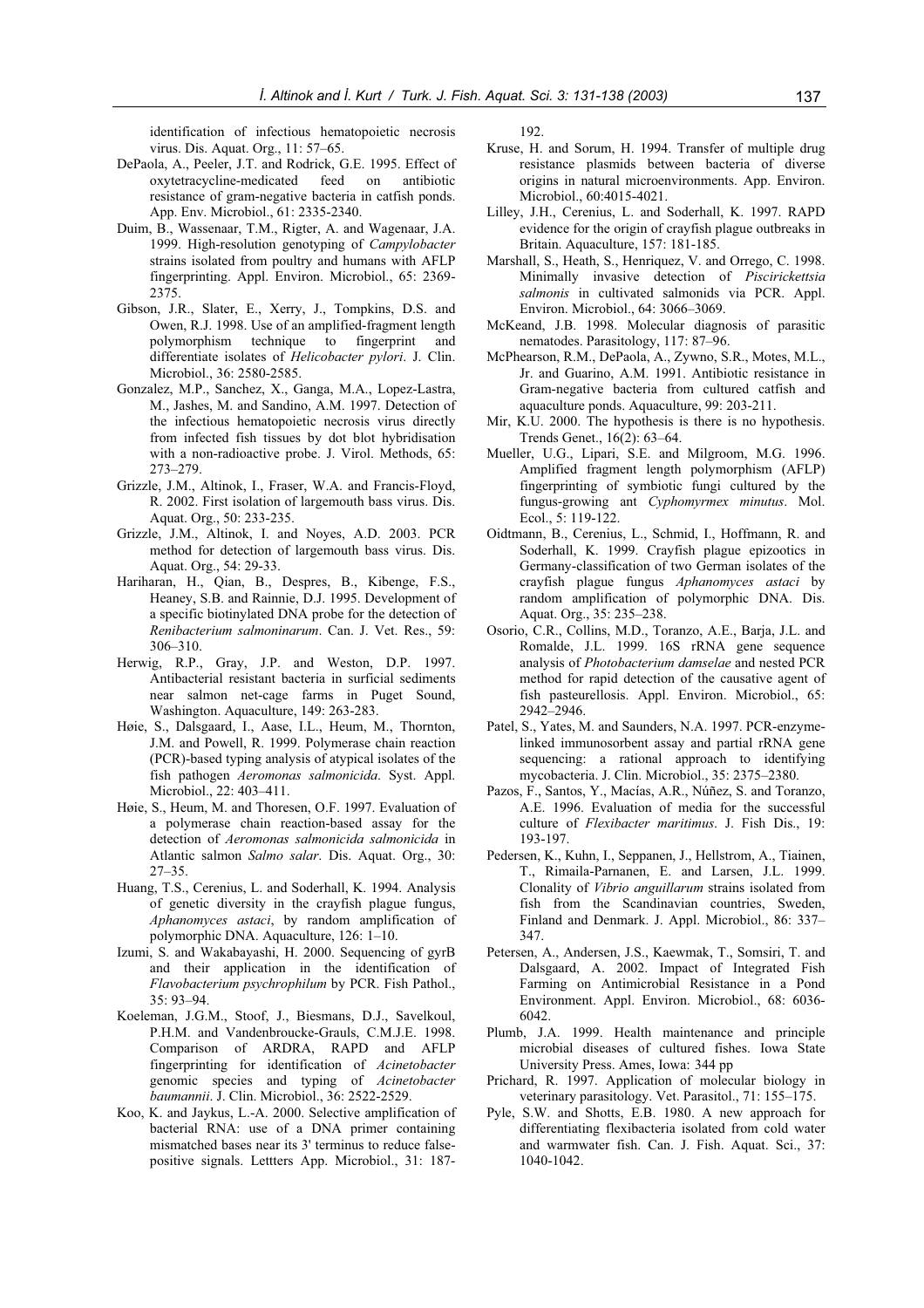identification of infectious hematopoietic necrosis virus. Dis. Aquat. Org., 11: 57–65.

DePaola, A., Peeler, J.T. and Rodrick, G.E. 1995. Effect of oxytetracycline-medicated feed on antibiotic resistance of gram-negative bacteria in catfish ponds. App. Env. Microbiol., 61: 2335-2340.

Duim, B., Wassenaar, T.M., Rigter, A. and Wagenaar, J.A. 1999. High-resolution genotyping of *Campylobacter* strains isolated from poultry and humans with AFLP fingerprinting. Appl. Environ. Microbiol., 65: 2369-2375.

Gibson, J.R., Slater, E., Xerry, J., Tompkins, D.S. and Owen, R.J. 1998. Use of an amplified-fragment length polymorphism technique to fingerprint and differentiate isolates of *Helicobacter pylori*. J. Clin. Microbiol., 36: 2580-2585.

Gonzalez, M.P., Sanchez, X., Ganga, M.A., Lopez-Lastra, M., Jashes, M. and Sandino, A.M. 1997. Detection of the infectious hematopoietic necrosis virus directly from infected fish tissues by dot blot hybridisation with a non-radioactive probe. J. Virol. Methods, 65: 273–279.

Grizzle, J.M., Altinok, I., Fraser, W.A. and Francis-Floyd, R. 2002. First isolation of largemouth bass virus. Dis. Aquat. Org., 50: 233-235.

Grizzle, J.M., Altinok, I. and Noyes, A.D. 2003. PCR method for detection of largemouth bass virus. Dis. Aquat. Org., 54: 29-33.

Hariharan, H., Qian, B., Despres, B., Kibenge, F.S., Heaney, S.B. and Rainnie, D.J. 1995. Development of a specific biotinylated DNA probe for the detection of *Renibacterium salmoninarum*. Can. J. Vet. Res., 59: 306–310.

Herwig, R.P., Gray, J.P. and Weston, D.P. 1997. Antibacterial resistant bacteria in surficial sediments near salmon net-cage farms in Puget Sound, Washington. Aquaculture, 149: 263-283.

Høie, S., Dalsgaard, I., Aase, I.L., Heum, M., Thornton, J.M. and Powell, R. 1999. Polymerase chain reaction (PCR)-based typing analysis of atypical isolates of the fish pathogen *Aeromonas salmonicida*. Syst. Appl. Microbiol., 22: 403–411.

Høie, S., Heum, M. and Thoresen, O.F. 1997. Evaluation of a polymerase chain reaction-based assay for the detection of *Aeromonas salmonicida salmonicida* in Atlantic salmon *Salmo salar*. Dis. Aquat. Org., 30: 27–35.

Huang, T.S., Cerenius, L. and Soderhall, K. 1994. Analysis of genetic diversity in the crayfish plague fungus, *Aphanomyces astaci*, by random amplification of polymorphic DNA. Aquaculture, 126: 1–10.

Izumi, S. and Wakabayashi, H. 2000. Sequencing of gyrB and their application in the identification of *Flavobacterium psychrophilum* by PCR. Fish Pathol., 35: 93–94.

Koeleman, J.G.M., Stoof, J., Biesmans, D.J., Savelkoul, P.H.M. and Vandenbroucke-Grauls, C.M.J.E. 1998. Comparison of ARDRA, RAPD and AFLP fingerprinting for identification of *Acinetobacter* genomic species and typing of *Acinetobacter baumannii*. J. Clin. Microbiol., 36: 2522-2529.

Koo, K. and Jaykus, L.-A. 2000. Selective amplification of bacterial RNA: use of a DNA primer containing mismatched bases near its 3' terminus to reduce false-positive signals. Lettters App. Microbiol., 31: 187-192.

Kruse, H. and Sorum, H. 1994. Transfer of multiple drug resistance plasmids between bacteria of diverse origins in natural microenvironments. App. Environ. Microbiol., 60:4015-4021.

Lilley, J.H., Cerenius, L. and Soderhall, K. 1997. RAPD evidence for the origin of crayfish plague outbreaks in Britain. Aquaculture, 157: 181-185.

Marshall, S., Heath, S., Henriquez, V. and Orrego, C. 1998. Minimally invasive detection of *Piscirickettsia salmonis* in cultivated salmonids via PCR. Appl. Environ. Microbiol., 64: 3066–3069.

McKeand, J.B. 1998. Molecular diagnosis of parasitic nematodes. Parasitology, 117: 87–96.

McPhearson, R.M., DePaola, A., Zywno, S.R., Motes, M.L., Jr. and Guarino, A.M. 1991. Antibiotic resistance in Gram-negative bacteria from cultured catfish and aquaculture ponds. Aquaculture, 99: 203-211.

Mir, K.U. 2000. The hypothesis is there is no hypothesis. Trends Genet., 16(2): 63–64.

Mueller, U.G., Lipari, S.E. and Milgroom, M.G. 1996. Amplified fragment length polymorphism (AFLP) fingerprinting of symbiotic fungi cultured by the fungus-growing ant *Cyphomyrmex minutus*. Mol. Ecol., 5: 119-122.

Oidtmann, B., Cerenius, L., Schmid, I., Hoffmann, R. and Soderhall, K. 1999. Crayfish plague epizootics in Germany-classification of two German isolates of the crayfish plague fungus *Aphanomyces astaci* by random amplification of polymorphic DNA. Dis. Aquat. Org., 35: 235–238.

Osorio, C.R., Collins, M.D., Toranzo, A.E., Barja, J.L. and Romalde, J.L. 1999. 16S rRNA gene sequence analysis of *Photobacterium damselae* and nested PCR method for rapid detection of the causative agent of fish pasteurellosis. Appl. Environ. Microbiol., 65: 2942–2946.

Patel, S., Yates, M. and Saunders, N.A. 1997. PCR-enzyme-linked immunosorbent assay and partial rRNA gene sequencing: a rational approach to identifying mycobacteria. J. Clin. Microbiol., 35: 2375–2380.

Pazos, F., Santos, Y., Macías, A.R., Núñez, S. and Toranzo, A.E. 1996. Evaluation of media for the successful culture of *Flexibacter maritimus*. J. Fish Dis., 19: 193-197.

Pedersen, K., Kuhn, I., Seppanen, J., Hellstrom, A., Tiainen, T., Rimaila-Parnanen, E. and Larsen, J.L. 1999. Clonality of *Vibrio anguillarum* strains isolated from fish from the Scandinavian countries, Sweden, Finland and Denmark. J. Appl. Microbiol., 86: 337–347.

Petersen, A., Andersen, J.S., Kaewmak, T., Somsiri, T. and Dalsgaard, A. 2002. Impact of Integrated Fish Farming on Antimicrobial Resistance in a Pond Environment. Appl. Environ. Microbiol., 68: 6036-6042.

Plumb, J.A. 1999. Health maintenance and principle microbial diseases of cultured fishes. Iowa State University Press. Ames, Iowa: 344 pp

Prichard, R. 1997. Application of molecular biology in veterinary parasitology. Vet. Parasitol., 71: 155–175.

Pyle, S.W. and Shotts, E.B. 1980. A new approach for differentiating flexibacteria isolated from cold water and warmwater fish. Can. J. Fish. Aquat. Sci., 37: 1040-1042.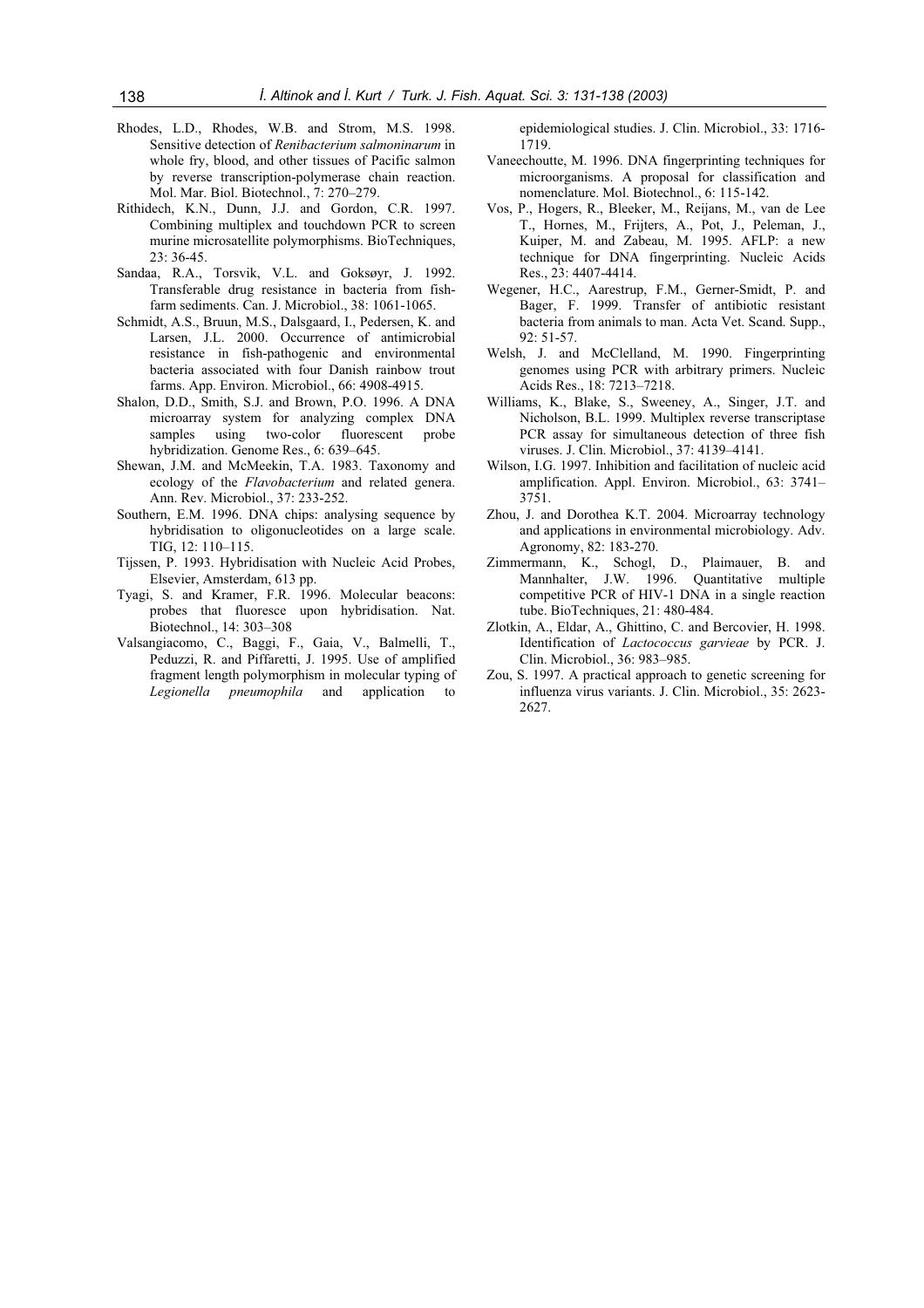Rhodes, L.D., Rhodes, W.B. and Strom, M.S. 1998. Sensitive detection of *Renibacterium salmoninarum* in whole fry, blood, and other tissues of Pacific salmon by reverse transcription-polymerase chain reaction. Mol. Mar. Biol. Biotechnol., 7: 270–279.

Rithidech, K.N., Dunn, J.J. and Gordon, C.R. 1997. Combining multiplex and touchdown PCR to screen murine microsatellite polymorphisms. BioTechniques, 23: 36-45.

Sandaa, R.A., Torsvik, V.L. and Goksøyr, J. 1992. Transferable drug resistance in bacteria from fish-farm sediments. Can. J. Microbiol., 38: 1061-1065.

Schmidt, A.S., Bruun, M.S., Dalsgaard, I., Pedersen, K. and Larsen, J.L. 2000. Occurrence of antimicrobial resistance in fish-pathogenic and environmental bacteria associated with four Danish rainbow trout farms. App. Environ. Microbiol., 66: 4908-4915.

Shalon, D.D., Smith, S.J. and Brown, P.O. 1996. A DNA microarray system for analyzing complex DNA samples using two-color fluorescent probe hybridization. Genome Res., 6: 639–645.

Shewan, J.M. and McMeekin, T.A. 1983. Taxonomy and ecology of the *Flavobacterium* and related genera. Ann. Rev. Microbiol., 37: 233-252.

Southern, E.M. 1996. DNA chips: analysing sequence by hybridisation to oligonucleotides on a large scale. TIG, 12: 110–115.

Tijssen, P. 1993. Hybridisation with Nucleic Acid Probes, Elsevier, Amsterdam, 613 pp.

Tyagi, S. and Kramer, F.R. 1996. Molecular beacons: probes that fluoresce upon hybridisation. Nat. Biotechnol., 14: 303–308

Valsangiacomo, C., Baggi, F., Gaia, V., Balmelli, T., Peduzzi, R. and Piffaretti, J. 1995. Use of amplified fragment length polymorphism in molecular typing of *Legionella pneumophila* and application to epidemiological studies. J. Clin. Microbiol., 33: 1716-1719.

Vaneechoutte, M. 1996. DNA fingerprinting techniques for microorganisms. A proposal for classification and nomenclature. Mol. Biotechnol., 6: 115-142.

Vos, P., Hogers, R., Bleeker, M., Reijans, M., van de Lee T., Hornes, M., Frijters, A., Pot, J., Peleman, J., Kuiper, M. and Zabeau, M. 1995. AFLP: a new technique for DNA fingerprinting. Nucleic Acids Res., 23: 4407-4414.

Wegener, H.C., Aarestrup, F.M., Gerner-Smidt, P. and Bager, F. 1999. Transfer of antibiotic resistant bacteria from animals to man. Acta Vet. Scand. Supp., 92: 51-57.

Welsh, J. and McClelland, M. 1990. Fingerprinting genomes using PCR with arbitrary primers. Nucleic Acids Res., 18: 7213–7218.

Williams, K., Blake, S., Sweeney, A., Singer, J.T. and Nicholson, B.L. 1999. Multiplex reverse transcriptase PCR assay for simultaneous detection of three fish viruses. J. Clin. Microbiol., 37: 4139–4141.

Wilson, I.G. 1997. Inhibition and facilitation of nucleic acid amplification. Appl. Environ. Microbiol., 63: 3741–3751.

Zhou, J. and Dorothea K.T. 2004. Microarray technology and applications in environmental microbiology. Adv. Agronomy, 82: 183-270.

Zimmermann, K., Schogl, D., Plaimauer, B. and Mannhalter, J.W. 1996. Quantitative multiple competitive PCR of HIV-1 DNA in a single reaction tube. BioTechniques, 21: 480-484.

Zlotkin, A., Eldar, A., Ghittino, C. and Bercovier, H. 1998. Identification of *Lactococcus garvieae* by PCR. J. Clin. Microbiol., 36: 983–985.

Zou, S. 1997. A practical approach to genetic screening for influenza virus variants. J. Clin. Microbiol., 35: 2623-2627.